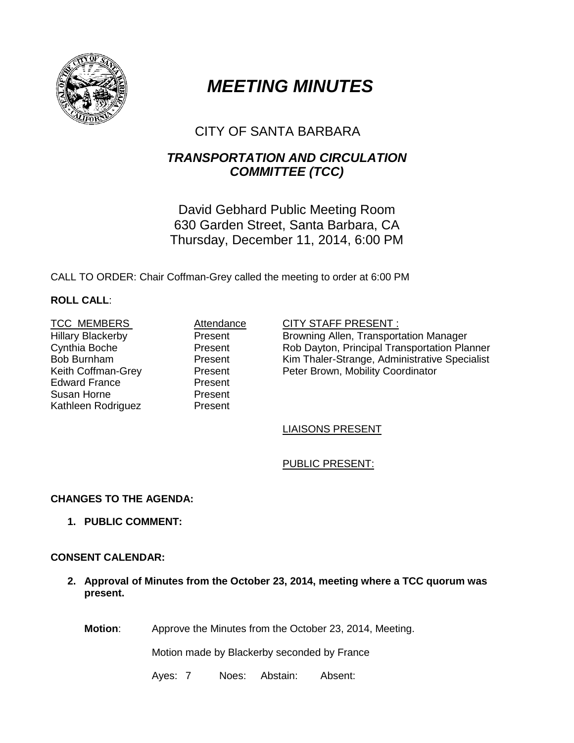# *MEETING MINUTES*

## CITY OF SANTA BARBARA

### *TRANSPORTATION AND CIRCULATION COMMITTEE (TCC)*

David Gebhard Public Meeting Room
630 Garden Street, Santa Barbara, CA
Thursday, December 11, 2014, 6:00 PM

CALL TO ORDER: Chair Coffman-Grey called the meeting to order at 6:00 PM

**ROLL CALL**:

| TCC MEMBERS | Attendance | CITY STAFF PRESENT : |
| --- | --- | --- |
| Hillary Blackerby | Present | Browning Allen, Transportation Manager |
| Cynthia Boche | Present | Rob Dayton, Principal Transportation Planner |
| Bob Burnham | Present | Kim Thaler-Strange, Administrative Specialist |
| Keith Coffman-Grey | Present | Peter Brown, Mobility Coordinator |
| Edward France | Present | |
| Susan Horne | Present | |
| Kathleen Rodriguez | Present | |

LIAISONS PRESENT

PUBLIC PRESENT:

**CHANGES TO THE AGENDA:**

1. **PUBLIC COMMENT:**

**CONSENT CALENDAR:**

2. **Approval of Minutes from the October 23, 2014, meeting where a TCC quorum was present.**

**Motion**: Approve the Minutes from the October 23, 2014, Meeting.

Motion made by Blackerby seconded by France

Ayes: 7 Noes: Abstain: Absent: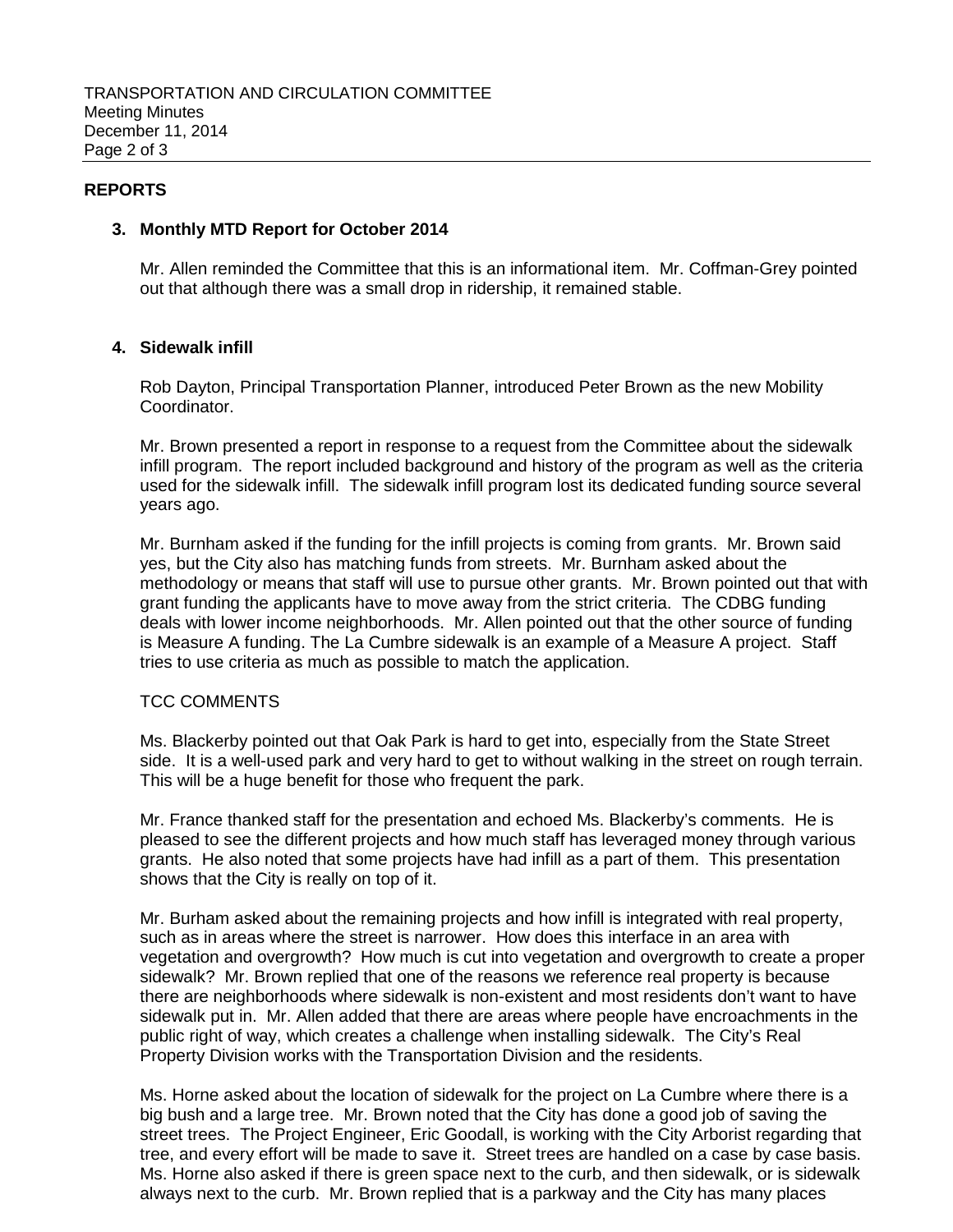## REPORTS

### 3. Monthly MTD Report for October 2014

Mr. Allen reminded the Committee that this is an informational item. Mr. Coffman-Grey pointed out that although there was a small drop in ridership, it remained stable.

### 4. Sidewalk infill

Rob Dayton, Principal Transportation Planner, introduced Peter Brown as the new Mobility Coordinator.

Mr. Brown presented a report in response to a request from the Committee about the sidewalk infill program. The report included background and history of the program as well as the criteria used for the sidewalk infill. The sidewalk infill program lost its dedicated funding source several years ago.

Mr. Burnham asked if the funding for the infill projects is coming from grants. Mr. Brown said yes, but the City also has matching funds from streets. Mr. Burnham asked about the methodology or means that staff will use to pursue other grants. Mr. Brown pointed out that with grant funding the applicants have to move away from the strict criteria. The CDBG funding deals with lower income neighborhoods. Mr. Allen pointed out that the other source of funding is Measure A funding. The La Cumbre sidewalk is an example of a Measure A project. Staff tries to use criteria as much as possible to match the application.

TCC COMMENTS

Ms. Blackerby pointed out that Oak Park is hard to get into, especially from the State Street side. It is a well-used park and very hard to get to without walking in the street on rough terrain. This will be a huge benefit for those who frequent the park.

Mr. France thanked staff for the presentation and echoed Ms. Blackerby's comments. He is pleased to see the different projects and how much staff has leveraged money through various grants. He also noted that some projects have had infill as a part of them. This presentation shows that the City is really on top of it.

Mr. Burham asked about the remaining projects and how infill is integrated with real property, such as in areas where the street is narrower. How does this interface in an area with vegetation and overgrowth? How much is cut into vegetation and overgrowth to create a proper sidewalk? Mr. Brown replied that one of the reasons we reference real property is because there are neighborhoods where sidewalk is non-existent and most residents don't want to have sidewalk put in. Mr. Allen added that there are areas where people have encroachments in the public right of way, which creates a challenge when installing sidewalk. The City's Real Property Division works with the Transportation Division and the residents.

Ms. Horne asked about the location of sidewalk for the project on La Cumbre where there is a big bush and a large tree. Mr. Brown noted that the City has done a good job of saving the street trees. The Project Engineer, Eric Goodall, is working with the City Arborist regarding that tree, and every effort will be made to save it. Street trees are handled on a case by case basis. Ms. Horne also asked if there is green space next to the curb, and then sidewalk, or is sidewalk always next to the curb. Mr. Brown replied that is a parkway and the City has many places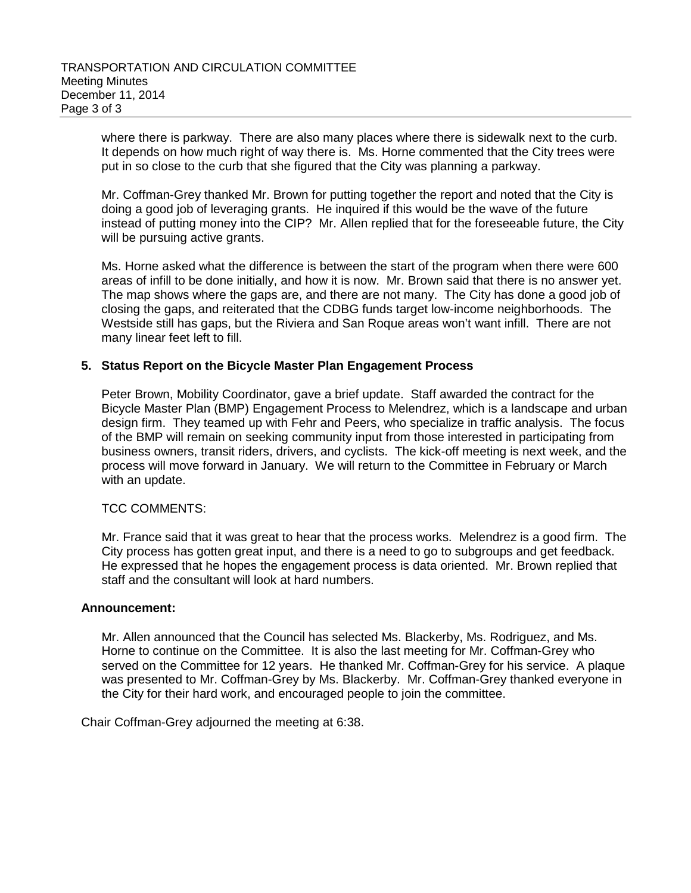where there is parkway. There are also many places where there is sidewalk next to the curb. It depends on how much right of way there is. Ms. Horne commented that the City trees were put in so close to the curb that she figured that the City was planning a parkway.

Mr. Coffman-Grey thanked Mr. Brown for putting together the report and noted that the City is doing a good job of leveraging grants. He inquired if this would be the wave of the future instead of putting money into the CIP? Mr. Allen replied that for the foreseeable future, the City will be pursuing active grants.

Ms. Horne asked what the difference is between the start of the program when there were 600 areas of infill to be done initially, and how it is now. Mr. Brown said that there is no answer yet. The map shows where the gaps are, and there are not many. The City has done a good job of closing the gaps, and reiterated that the CDBG funds target low-income neighborhoods. The Westside still has gaps, but the Riviera and San Roque areas won't want infill. There are not many linear feet left to fill.

**5. Status Report on the Bicycle Master Plan Engagement Process**

Peter Brown, Mobility Coordinator, gave a brief update. Staff awarded the contract for the Bicycle Master Plan (BMP) Engagement Process to Melendrez, which is a landscape and urban design firm. They teamed up with Fehr and Peers, who specialize in traffic analysis. The focus of the BMP will remain on seeking community input from those interested in participating from business owners, transit riders, drivers, and cyclists. The kick-off meeting is next week, and the process will move forward in January. We will return to the Committee in February or March with an update.

TCC COMMENTS:

Mr. France said that it was great to hear that the process works. Melendrez is a good firm. The City process has gotten great input, and there is a need to go to subgroups and get feedback. He expressed that he hopes the engagement process is data oriented. Mr. Brown replied that staff and the consultant will look at hard numbers.

**Announcement:**

Mr. Allen announced that the Council has selected Ms. Blackerby, Ms. Rodriguez, and Ms. Horne to continue on the Committee. It is also the last meeting for Mr. Coffman-Grey who served on the Committee for 12 years. He thanked Mr. Coffman-Grey for his service. A plaque was presented to Mr. Coffman-Grey by Ms. Blackerby. Mr. Coffman-Grey thanked everyone in the City for their hard work, and encouraged people to join the committee.

Chair Coffman-Grey adjourned the meeting at 6:38.